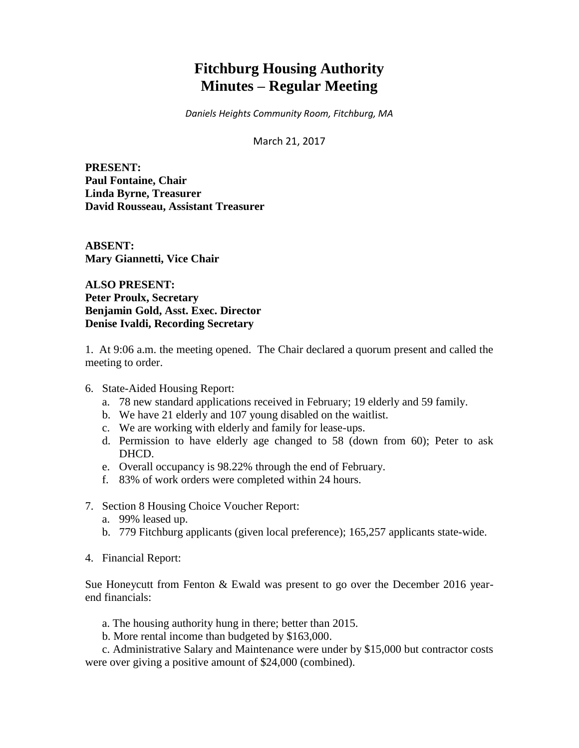# Fitchburg Housing Authority
# Minutes – Regular Meeting

*Daniels Heights Community Room, Fitchburg, MA*

March 21, 2017

**PRESENT:**
**Paul Fontaine, Chair**
**Linda Byrne, Treasurer**
**David Rousseau, Assistant Treasurer**

**ABSENT:**
**Mary Giannetti, Vice Chair**

**ALSO PRESENT:**
**Peter Proulx, Secretary**
**Benjamin Gold, Asst. Exec. Director**
**Denise Ivaldi, Recording Secretary**

1. At 9:06 a.m. the meeting opened. The Chair declared a quorum present and called the meeting to order.

6. State-Aided Housing Report:
   a. 78 new standard applications received in February; 19 elderly and 59 family.
   b. We have 21 elderly and 107 young disabled on the waitlist.
   c. We are working with elderly and family for lease-ups.
   d. Permission to have elderly age changed to 58 (down from 60); Peter to ask DHCD.
   e. Overall occupancy is 98.22% through the end of February.
   f. 83% of work orders were completed within 24 hours.

7. Section 8 Housing Choice Voucher Report:
   a. 99% leased up.
   b. 779 Fitchburg applicants (given local preference); 165,257 applicants state-wide.

4. Financial Report:

Sue Honeycutt from Fenton & Ewald was present to go over the December 2016 year-end financials:

a. The housing authority hung in there; better than 2015.
b. More rental income than budgeted by $163,000.
c. Administrative Salary and Maintenance were under by $15,000 but contractor costs were over giving a positive amount of $24,000 (combined).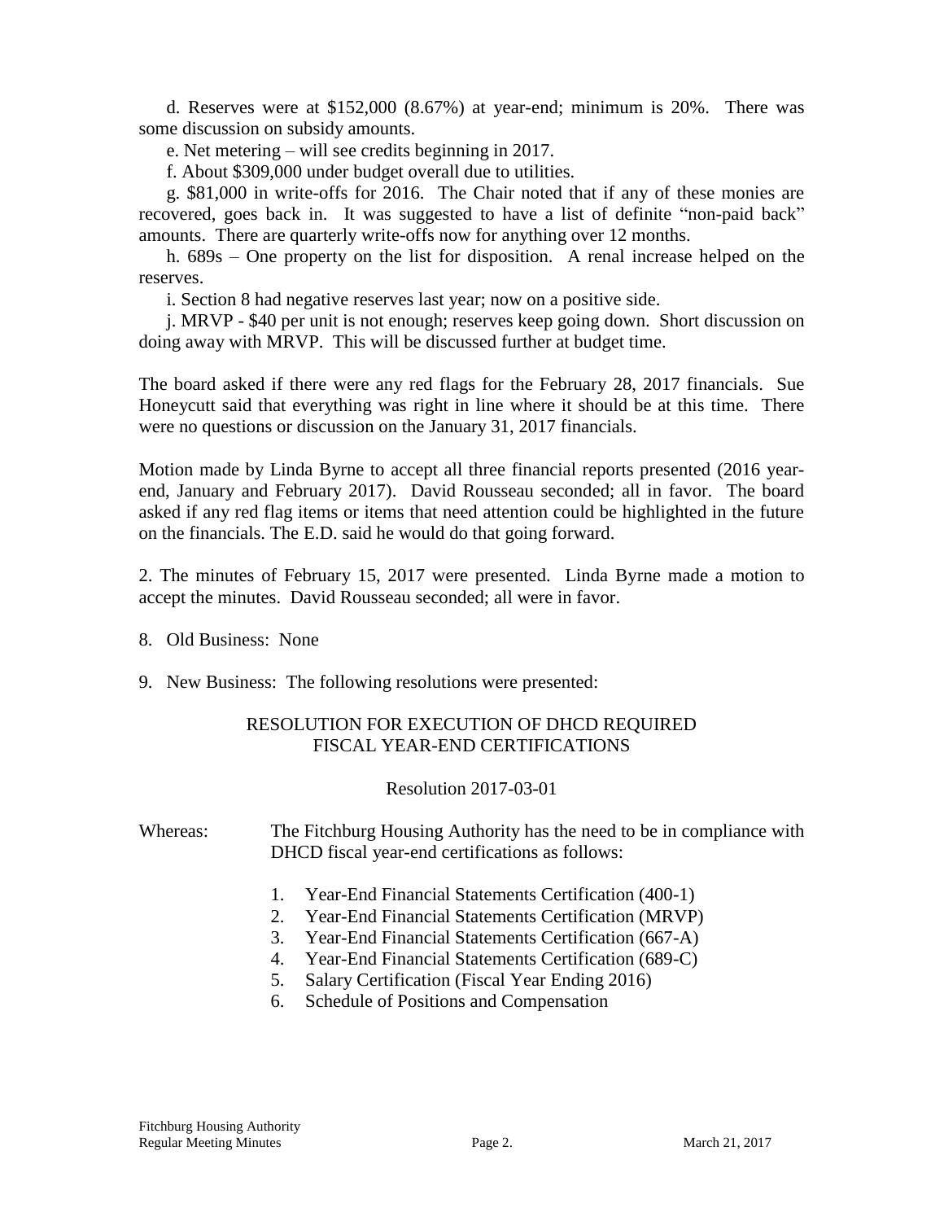d. Reserves were at $152,000 (8.67%) at year-end; minimum is 20%. There was some discussion on subsidy amounts.

e. Net metering – will see credits beginning in 2017.

f. About $309,000 under budget overall due to utilities.

g. $81,000 in write-offs for 2016. The Chair noted that if any of these monies are recovered, goes back in. It was suggested to have a list of definite "non-paid back" amounts. There are quarterly write-offs now for anything over 12 months.

h. 689s – One property on the list for disposition. A renal increase helped on the reserves.

i. Section 8 had negative reserves last year; now on a positive side.

j. MRVP - $40 per unit is not enough; reserves keep going down. Short discussion on doing away with MRVP. This will be discussed further at budget time.

The board asked if there were any red flags for the February 28, 2017 financials. Sue Honeycutt said that everything was right in line where it should be at this time. There were no questions or discussion on the January 31, 2017 financials.

Motion made by Linda Byrne to accept all three financial reports presented (2016 year-end, January and February 2017). David Rousseau seconded; all in favor. The board asked if any red flag items or items that need attention could be highlighted in the future on the financials. The E.D. said he would do that going forward.

2. The minutes of February 15, 2017 were presented. Linda Byrne made a motion to accept the minutes. David Rousseau seconded; all were in favor.

8. Old Business: None

9. New Business: The following resolutions were presented:

RESOLUTION FOR EXECUTION OF DHCD REQUIRED FISCAL YEAR-END CERTIFICATIONS

Resolution 2017-03-01

Whereas: The Fitchburg Housing Authority has the need to be in compliance with DHCD fiscal year-end certifications as follows:

1. Year-End Financial Statements Certification (400-1)
2. Year-End Financial Statements Certification (MRVP)
3. Year-End Financial Statements Certification (667-A)
4. Year-End Financial Statements Certification (689-C)
5. Salary Certification (Fiscal Year Ending 2016)
6. Schedule of Positions and Compensation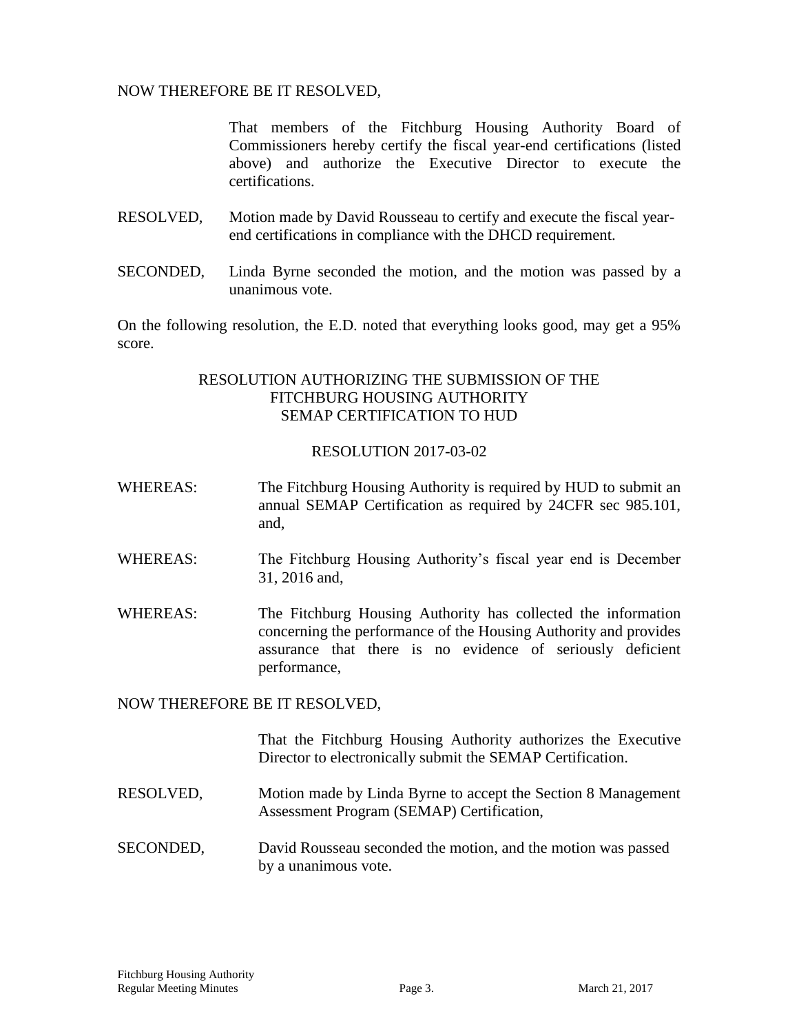NOW THEREFORE BE IT RESOLVED,

That members of the Fitchburg Housing Authority Board of Commissioners hereby certify the fiscal year-end certifications (listed above) and authorize the Executive Director to execute the certifications.

RESOLVED, Motion made by David Rousseau to certify and execute the fiscal year-end certifications in compliance with the DHCD requirement.

SECONDED, Linda Byrne seconded the motion, and the motion was passed by a unanimous vote.

On the following resolution, the E.D. noted that everything looks good, may get a 95% score.

RESOLUTION AUTHORIZING THE SUBMISSION OF THE FITCHBURG HOUSING AUTHORITY SEMAP CERTIFICATION TO HUD

RESOLUTION 2017-03-02

WHEREAS: The Fitchburg Housing Authority is required by HUD to submit an annual SEMAP Certification as required by 24CFR sec 985.101, and,

WHEREAS: The Fitchburg Housing Authority's fiscal year end is December 31, 2016 and,

WHEREAS: The Fitchburg Housing Authority has collected the information concerning the performance of the Housing Authority and provides assurance that there is no evidence of seriously deficient performance,

NOW THEREFORE BE IT RESOLVED,

That the Fitchburg Housing Authority authorizes the Executive Director to electronically submit the SEMAP Certification.

RESOLVED, Motion made by Linda Byrne to accept the Section 8 Management Assessment Program (SEMAP) Certification,

SECONDED, David Rousseau seconded the motion, and the motion was passed by a unanimous vote.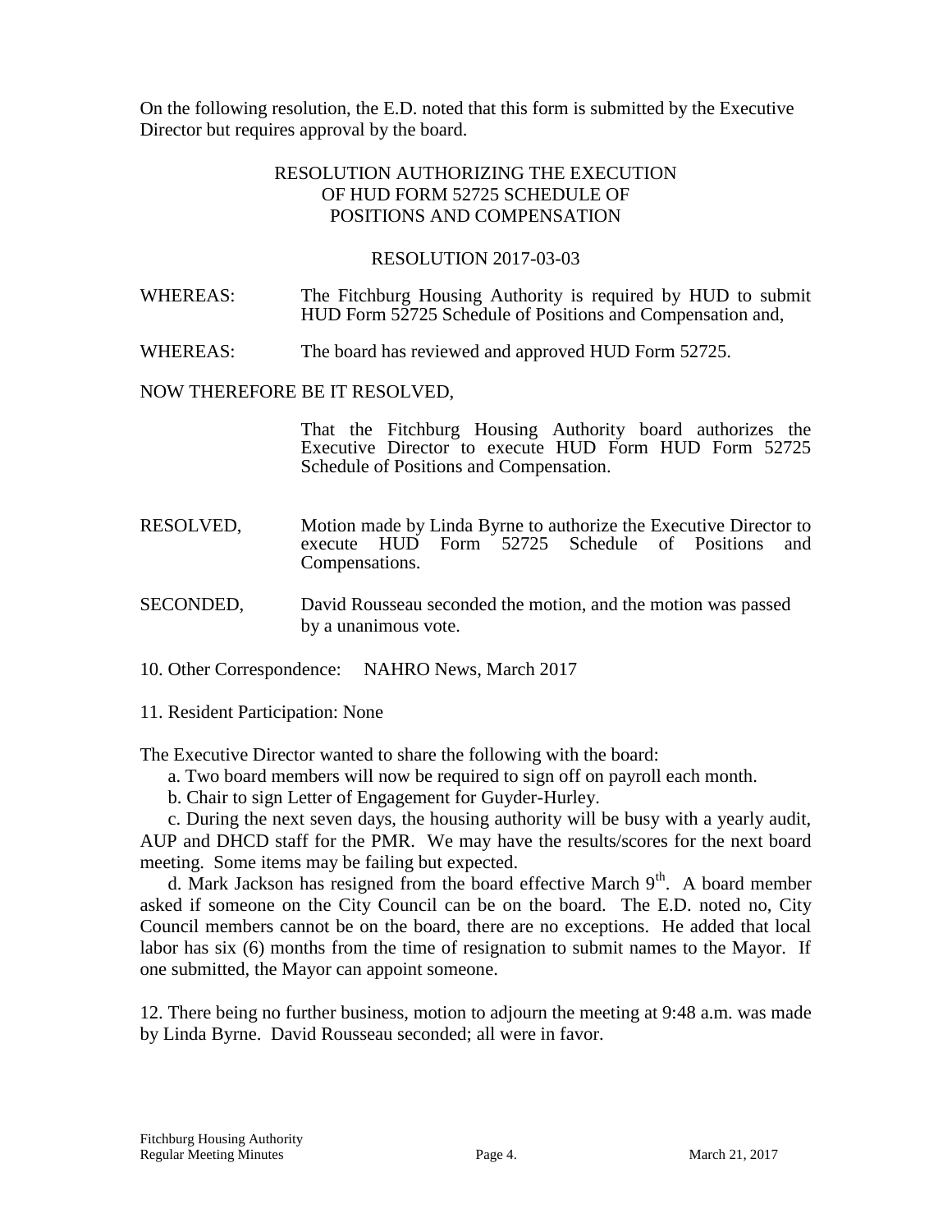On the following resolution, the E.D. noted that this form is submitted by the Executive Director but requires approval by the board.

RESOLUTION AUTHORIZING THE EXECUTION OF HUD FORM 52725 SCHEDULE OF POSITIONS AND COMPENSATION

RESOLUTION 2017-03-03

WHEREAS: The Fitchburg Housing Authority is required by HUD to submit HUD Form 52725 Schedule of Positions and Compensation and,

WHEREAS: The board has reviewed and approved HUD Form 52725.

NOW THEREFORE BE IT RESOLVED,

That the Fitchburg Housing Authority board authorizes the Executive Director to execute HUD Form HUD Form 52725 Schedule of Positions and Compensation.

RESOLVED, Motion made by Linda Byrne to authorize the Executive Director to execute HUD Form 52725 Schedule of Positions and Compensations.

SECONDED, David Rousseau seconded the motion, and the motion was passed by a unanimous vote.

10. Other Correspondence: NAHRO News, March 2017

11. Resident Participation: None

The Executive Director wanted to share the following with the board:

a. Two board members will now be required to sign off on payroll each month.

b. Chair to sign Letter of Engagement for Guyder-Hurley.

c. During the next seven days, the housing authority will be busy with a yearly audit, AUP and DHCD staff for the PMR. We may have the results/scores for the next board meeting. Some items may be failing but expected.

d. Mark Jackson has resigned from the board effective March 9th. A board member asked if someone on the City Council can be on the board. The E.D. noted no, City Council members cannot be on the board, there are no exceptions. He added that local labor has six (6) months from the time of resignation to submit names to the Mayor. If one submitted, the Mayor can appoint someone.

12. There being no further business, motion to adjourn the meeting at 9:48 a.m. was made by Linda Byrne. David Rousseau seconded; all were in favor.